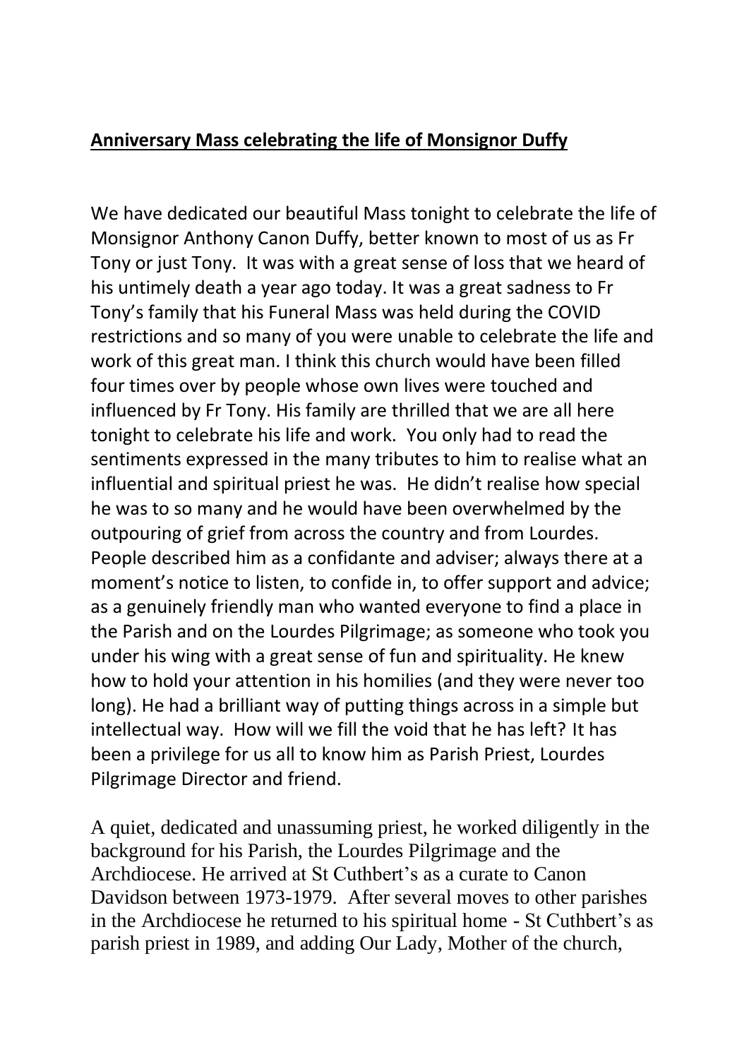**Anniversary Mass celebrating the life of Monsignor Duffy**

We have dedicated our beautiful Mass tonight to celebrate the life of Monsignor Anthony Canon Duffy, better known to most of us as Fr Tony or just Tony. It was with a great sense of loss that we heard of his untimely death a year ago today. It was a great sadness to Fr Tony's family that his Funeral Mass was held during the COVID restrictions and so many of you were unable to celebrate the life and work of this great man. I think this church would have been filled four times over by people whose own lives were touched and influenced by Fr Tony. His family are thrilled that we are all here tonight to celebrate his life and work. You only had to read the sentiments expressed in the many tributes to him to realise what an influential and spiritual priest he was. He didn't realise how special he was to so many and he would have been overwhelmed by the outpouring of grief from across the country and from Lourdes. People described him as a confidante and adviser; always there at a moment's notice to listen, to confide in, to offer support and advice; as a genuinely friendly man who wanted everyone to find a place in the Parish and on the Lourdes Pilgrimage; as someone who took you under his wing with a great sense of fun and spirituality. He knew how to hold your attention in his homilies (and they were never too long). He had a brilliant way of putting things across in a simple but intellectual way. How will we fill the void that he has left? It has been a privilege for us all to know him as Parish Priest, Lourdes Pilgrimage Director and friend.

A quiet, dedicated and unassuming priest, he worked diligently in the background for his Parish, the Lourdes Pilgrimage and the Archdiocese. He arrived at St Cuthbert's as a curate to Canon Davidson between 1973-1979. After several moves to other parishes in the Archdiocese he returned to his spiritual home - St Cuthbert's as parish priest in 1989, and adding Our Lady, Mother of the church,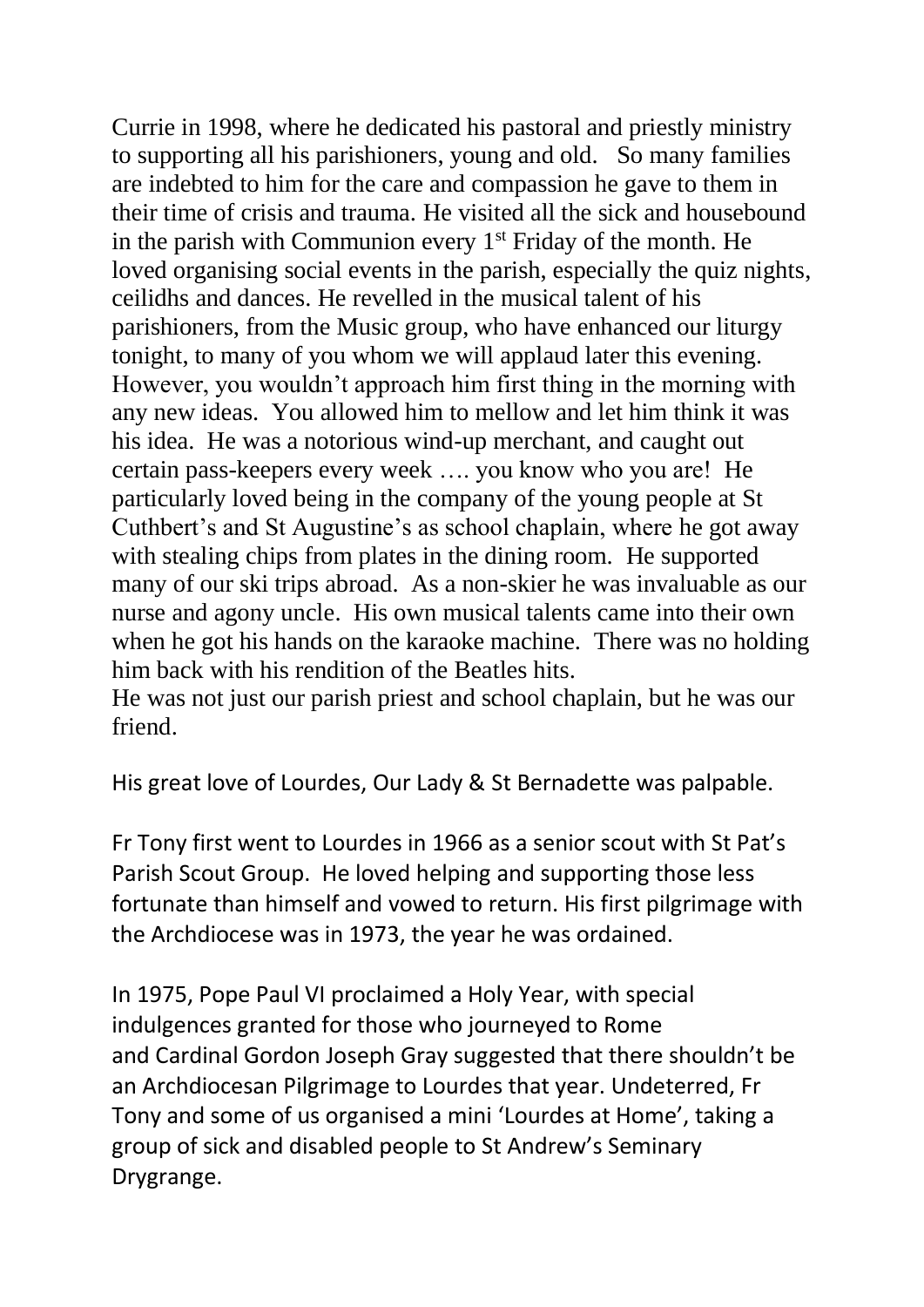Currie in 1998, where he dedicated his pastoral and priestly ministry to supporting all his parishioners, young and old. So many families are indebted to him for the care and compassion he gave to them in their time of crisis and trauma. He visited all the sick and housebound in the parish with Communion every 1st Friday of the month. He loved organising social events in the parish, especially the quiz nights, ceilidhs and dances. He revelled in the musical talent of his parishioners, from the Music group, who have enhanced our liturgy tonight, to many of you whom we will applaud later this evening. However, you wouldn't approach him first thing in the morning with any new ideas. You allowed him to mellow and let him think it was his idea. He was a notorious wind-up merchant, and caught out certain pass-keepers every week …. you know who you are! He particularly loved being in the company of the young people at St Cuthbert's and St Augustine's as school chaplain, where he got away with stealing chips from plates in the dining room. He supported many of our ski trips abroad. As a non-skier he was invaluable as our nurse and agony uncle. His own musical talents came into their own when he got his hands on the karaoke machine. There was no holding him back with his rendition of the Beatles hits.
He was not just our parish priest and school chaplain, but he was our friend.

His great love of Lourdes, Our Lady & St Bernadette was palpable.

Fr Tony first went to Lourdes in 1966 as a senior scout with St Pat's Parish Scout Group. He loved helping and supporting those less fortunate than himself and vowed to return. His first pilgrimage with the Archdiocese was in 1973, the year he was ordained.

In 1975, Pope Paul VI proclaimed a Holy Year, with special indulgences granted for those who journeyed to Rome and Cardinal Gordon Joseph Gray suggested that there shouldn't be an Archdiocesan Pilgrimage to Lourdes that year. Undeterred, Fr Tony and some of us organised a mini 'Lourdes at Home', taking a group of sick and disabled people to St Andrew's Seminary Drygrange.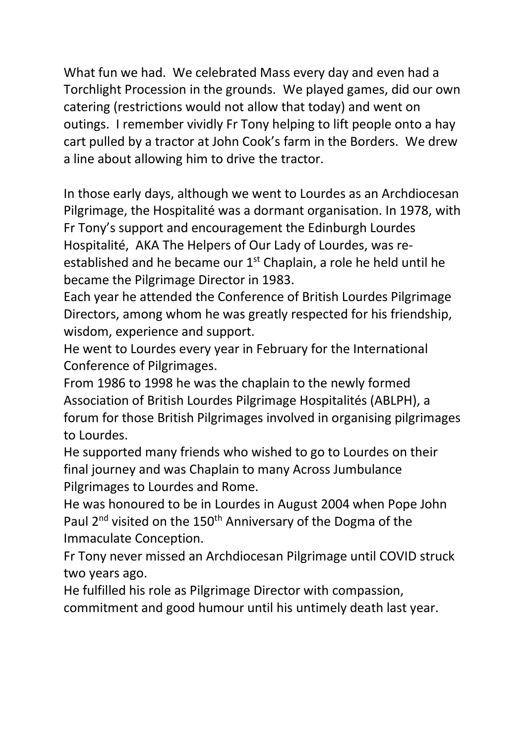What fun we had. We celebrated Mass every day and even had a Torchlight Procession in the grounds. We played games, did our own catering (restrictions would not allow that today) and went on outings. I remember vividly Fr Tony helping to lift people onto a hay cart pulled by a tractor at John Cook's farm in the Borders. We drew a line about allowing him to drive the tractor.

In those early days, although we went to Lourdes as an Archdiocesan Pilgrimage, the Hospitalité was a dormant organisation. In 1978, with Fr Tony's support and encouragement the Edinburgh Lourdes Hospitalité, AKA The Helpers of Our Lady of Lourdes, was re-established and he became our 1st Chaplain, a role he held until he became the Pilgrimage Director in 1983.

Each year he attended the Conference of British Lourdes Pilgrimage Directors, among whom he was greatly respected for his friendship, wisdom, experience and support.

He went to Lourdes every year in February for the International Conference of Pilgrimages.

From 1986 to 1998 he was the chaplain to the newly formed Association of British Lourdes Pilgrimage Hospitalités (ABLPH), a forum for those British Pilgrimages involved in organising pilgrimages to Lourdes.

He supported many friends who wished to go to Lourdes on their final journey and was Chaplain to many Across Jumbulance Pilgrimages to Lourdes and Rome.

He was honoured to be in Lourdes in August 2004 when Pope John Paul 2nd visited on the 150th Anniversary of the Dogma of the Immaculate Conception.

Fr Tony never missed an Archdiocesan Pilgrimage until COVID struck two years ago.

He fulfilled his role as Pilgrimage Director with compassion, commitment and good humour until his untimely death last year.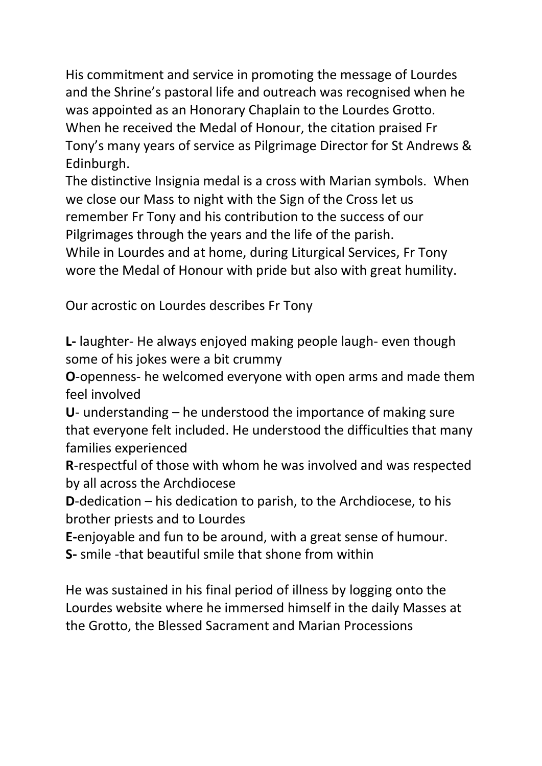His commitment and service in promoting the message of Lourdes and the Shrine's pastoral life and outreach was recognised when he was appointed as an Honorary Chaplain to the Lourdes Grotto. When he received the Medal of Honour, the citation praised Fr Tony's many years of service as Pilgrimage Director for St Andrews & Edinburgh.

The distinctive Insignia medal is a cross with Marian symbols. When we close our Mass to night with the Sign of the Cross let us remember Fr Tony and his contribution to the success of our Pilgrimages through the years and the life of the parish.

While in Lourdes and at home, during Liturgical Services, Fr Tony wore the Medal of Honour with pride but also with great humility.

Our acrostic on Lourdes describes Fr Tony

**L-** laughter- He always enjoyed making people laugh- even though some of his jokes were a bit crummy

**O**-openness- he welcomed everyone with open arms and made them feel involved

**U**- understanding – he understood the importance of making sure that everyone felt included. He understood the difficulties that many families experienced

**R**-respectful of those with whom he was involved and was respected by all across the Archdiocese

**D**-dedication – his dedication to parish, to the Archdiocese, to his brother priests and to Lourdes

**E-**enjoyable and fun to be around, with a great sense of humour.

**S-** smile -that beautiful smile that shone from within

He was sustained in his final period of illness by logging onto the Lourdes website where he immersed himself in the daily Masses at the Grotto, the Blessed Sacrament and Marian Processions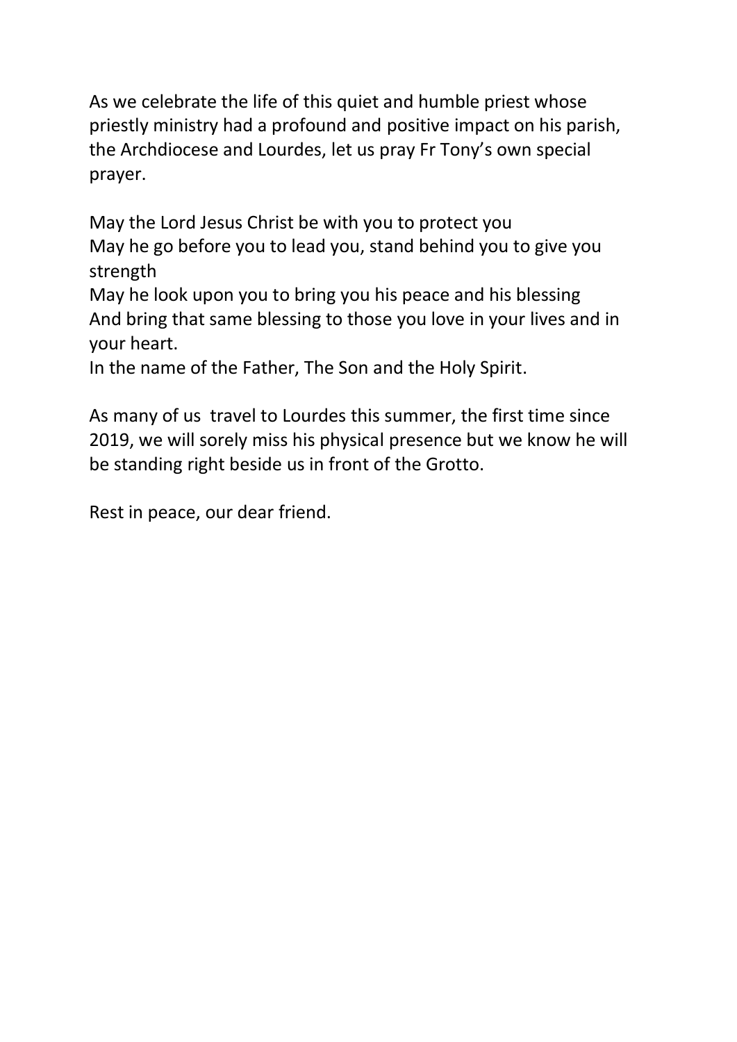As we celebrate the life of this quiet and humble priest whose priestly ministry had a profound and positive impact on his parish, the Archdiocese and Lourdes, let us pray Fr Tony's own special prayer.

May the Lord Jesus Christ be with you to protect you
May he go before you to lead you, stand behind you to give you strength
May he look upon you to bring you his peace and his blessing
And bring that same blessing to those you love in your lives and in your heart.
In the name of the Father, The Son and the Holy Spirit.

As many of us travel to Lourdes this summer, the first time since 2019, we will sorely miss his physical presence but we know he will be standing right beside us in front of the Grotto.

Rest in peace, our dear friend.